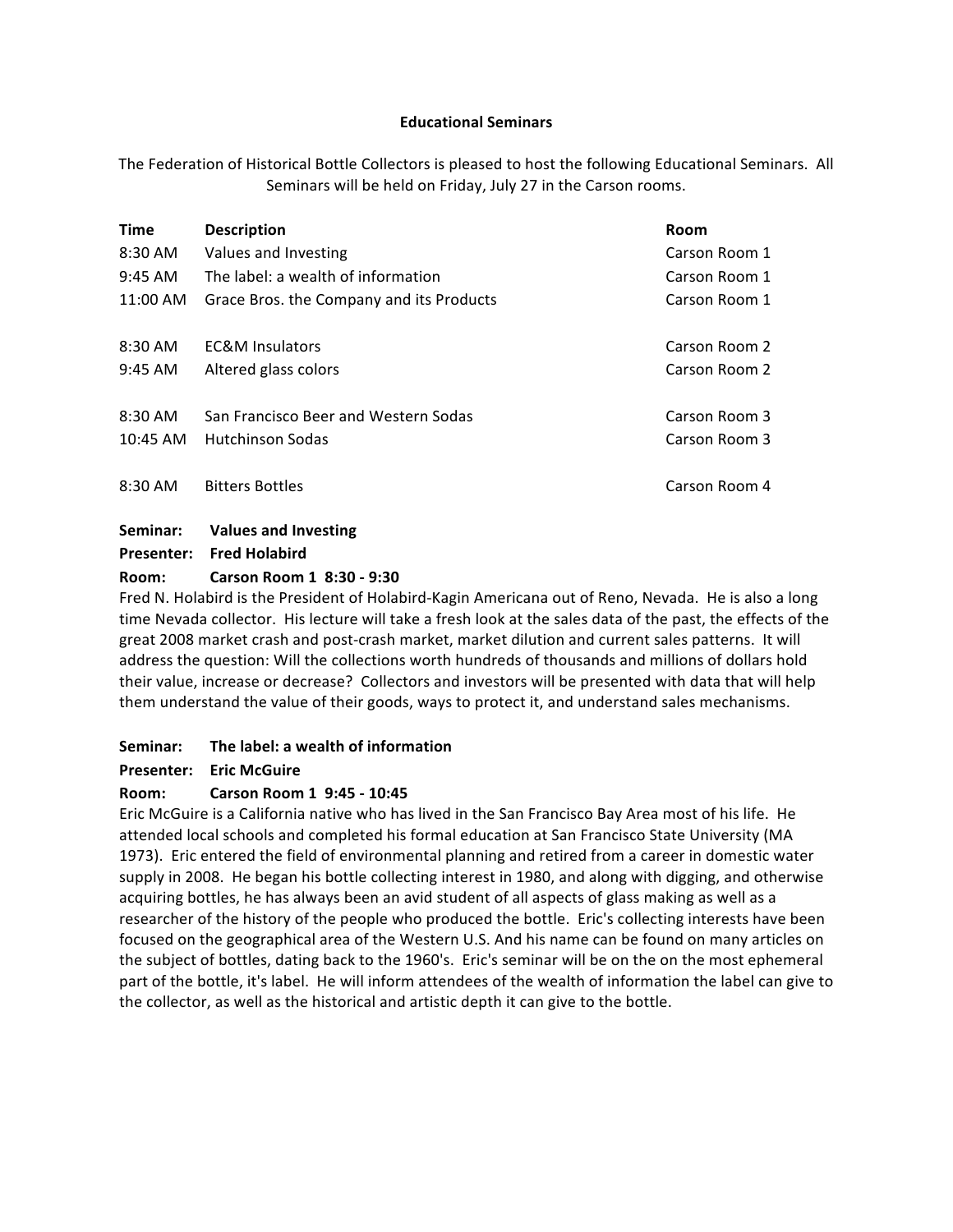**Educational Seminars**

The Federation of Historical Bottle Collectors is pleased to host the following Educational Seminars. All Seminars will be held on Friday, July 27 in the Carson rooms.

| Time | Description | Room |
|---|---|---|
| 8:30 AM | Values and Investing | Carson Room 1 |
| 9:45 AM | The label: a wealth of information | Carson Room 1 |
| 11:00 AM | Grace Bros. the Company and its Products | Carson Room 1 |
| 8:30 AM | EC&M Insulators | Carson Room 2 |
| 9:45 AM | Altered glass colors | Carson Room 2 |
| 8:30 AM | San Francisco Beer and Western Sodas | Carson Room 3 |
| 10:45 AM | Hutchinson Sodas | Carson Room 3 |
| 8:30 AM | Bitters Bottles | Carson Room 4 |

**Seminar: Values and Investing**
**Presenter: Fred Holabird**
**Room: Carson Room 1 8:30 - 9:30**

Fred N. Holabird is the President of Holabird-Kagin Americana out of Reno, Nevada. He is also a long time Nevada collector. His lecture will take a fresh look at the sales data of the past, the effects of the great 2008 market crash and post-crash market, market dilution and current sales patterns. It will address the question: Will the collections worth hundreds of thousands and millions of dollars hold their value, increase or decrease? Collectors and investors will be presented with data that will help them understand the value of their goods, ways to protect it, and understand sales mechanisms.

**Seminar: The label: a wealth of information**
**Presenter: Eric McGuire**
**Room: Carson Room 1 9:45 - 10:45**

Eric McGuire is a California native who has lived in the San Francisco Bay Area most of his life. He attended local schools and completed his formal education at San Francisco State University (MA 1973). Eric entered the field of environmental planning and retired from a career in domestic water supply in 2008. He began his bottle collecting interest in 1980, and along with digging, and otherwise acquiring bottles, he has always been an avid student of all aspects of glass making as well as a researcher of the history of the people who produced the bottle. Eric's collecting interests have been focused on the geographical area of the Western U.S. And his name can be found on many articles on the subject of bottles, dating back to the 1960's. Eric's seminar will be on the on the most ephemeral part of the bottle, it's label. He will inform attendees of the wealth of information the label can give to the collector, as well as the historical and artistic depth it can give to the bottle.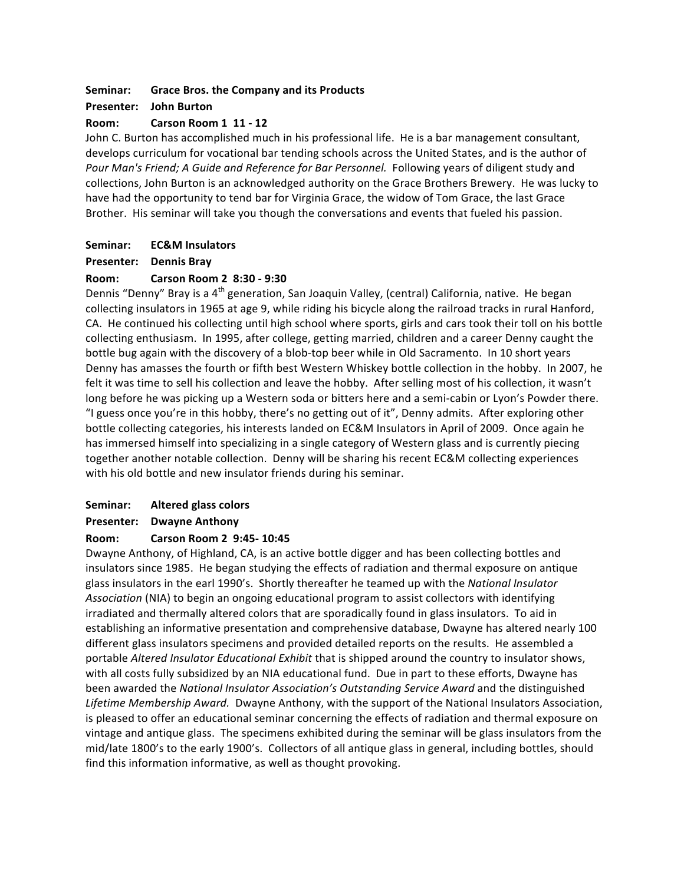**Seminar:** **Grace Bros. the Company and its Products**
**Presenter:** **John Burton**
**Room:** **Carson Room 1 11 - 12**

John C. Burton has accomplished much in his professional life. He is a bar management consultant, develops curriculum for vocational bar tending schools across the United States, and is the author of *Pour Man's Friend; A Guide and Reference for Bar Personnel.* Following years of diligent study and collections, John Burton is an acknowledged authority on the Grace Brothers Brewery. He was lucky to have had the opportunity to tend bar for Virginia Grace, the widow of Tom Grace, the last Grace Brother. His seminar will take you though the conversations and events that fueled his passion.

**Seminar:** **EC&M Insulators**
**Presenter:** **Dennis Bray**
**Room:** **Carson Room 2 8:30 - 9:30**

Dennis "Denny" Bray is a 4th generation, San Joaquin Valley, (central) California, native. He began collecting insulators in 1965 at age 9, while riding his bicycle along the railroad tracks in rural Hanford, CA. He continued his collecting until high school where sports, girls and cars took their toll on his bottle collecting enthusiasm. In 1995, after college, getting married, children and a career Denny caught the bottle bug again with the discovery of a blob-top beer while in Old Sacramento. In 10 short years Denny has amasses the fourth or fifth best Western Whiskey bottle collection in the hobby. In 2007, he felt it was time to sell his collection and leave the hobby. After selling most of his collection, it wasn't long before he was picking up a Western soda or bitters here and a semi-cabin or Lyon's Powder there. "I guess once you're in this hobby, there's no getting out of it", Denny admits. After exploring other bottle collecting categories, his interests landed on EC&M Insulators in April of 2009. Once again he has immersed himself into specializing in a single category of Western glass and is currently piecing together another notable collection. Denny will be sharing his recent EC&M collecting experiences with his old bottle and new insulator friends during his seminar.

**Seminar:** **Altered glass colors**
**Presenter:** **Dwayne Anthony**
**Room:** **Carson Room 2 9:45- 10:45**

Dwayne Anthony, of Highland, CA, is an active bottle digger and has been collecting bottles and insulators since 1985. He began studying the effects of radiation and thermal exposure on antique glass insulators in the earl 1990's. Shortly thereafter he teamed up with the *National Insulator Association* (NIA) to begin an ongoing educational program to assist collectors with identifying irradiated and thermally altered colors that are sporadically found in glass insulators. To aid in establishing an informative presentation and comprehensive database, Dwayne has altered nearly 100 different glass insulators specimens and provided detailed reports on the results. He assembled a portable *Altered Insulator Educational Exhibit* that is shipped around the country to insulator shows, with all costs fully subsidized by an NIA educational fund. Due in part to these efforts, Dwayne has been awarded the *National Insulator Association's Outstanding Service Award* and the distinguished *Lifetime Membership Award.* Dwayne Anthony, with the support of the National Insulators Association, is pleased to offer an educational seminar concerning the effects of radiation and thermal exposure on vintage and antique glass. The specimens exhibited during the seminar will be glass insulators from the mid/late 1800's to the early 1900's. Collectors of all antique glass in general, including bottles, should find this information informative, as well as thought provoking.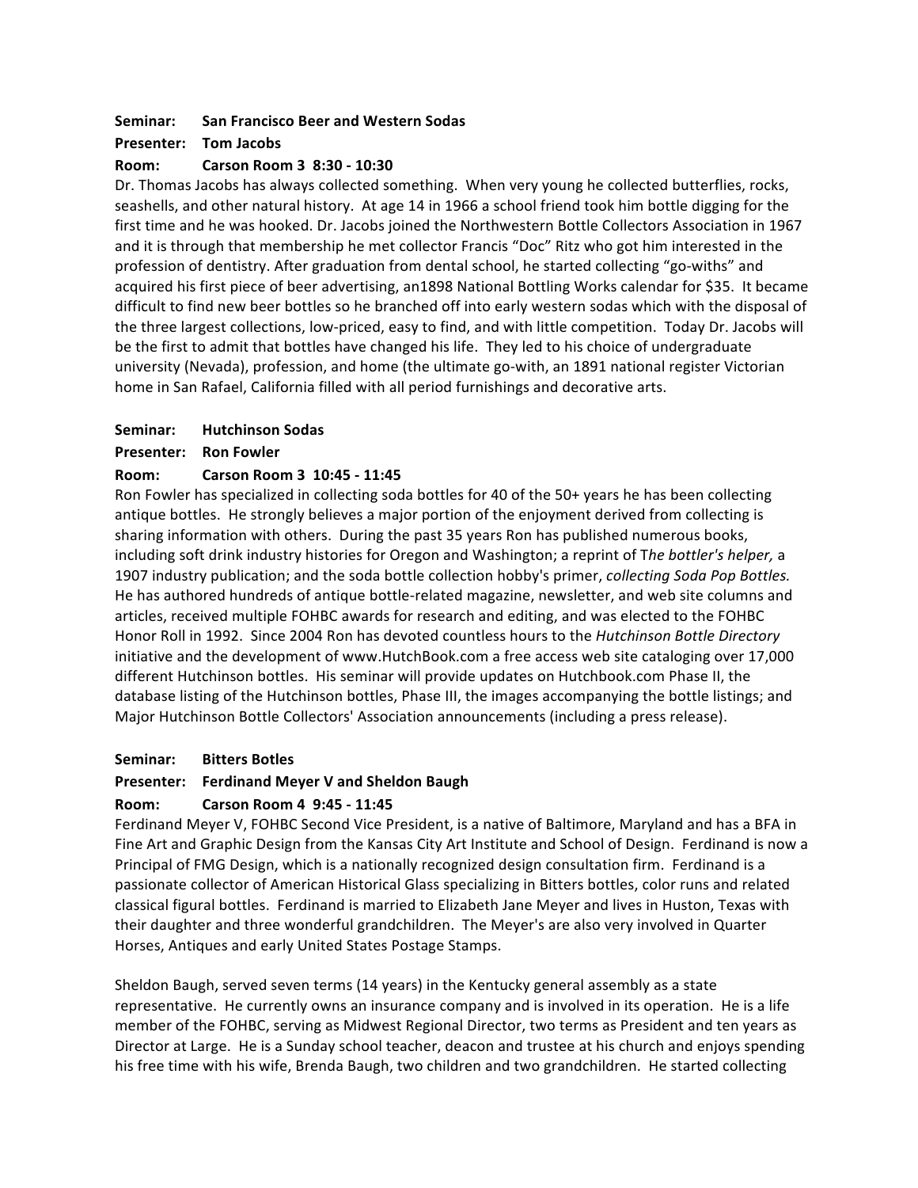**Seminar: San Francisco Beer and Western Sodas**

**Presenter: Tom Jacobs**

**Room: Carson Room 3 8:30 - 10:30**

Dr. Thomas Jacobs has always collected something. When very young he collected butterflies, rocks, seashells, and other natural history. At age 14 in 1966 a school friend took him bottle digging for the first time and he was hooked. Dr. Jacobs joined the Northwestern Bottle Collectors Association in 1967 and it is through that membership he met collector Francis "Doc" Ritz who got him interested in the profession of dentistry. After graduation from dental school, he started collecting "go-withs" and acquired his first piece of beer advertising, an1898 National Bottling Works calendar for $35. It became difficult to find new beer bottles so he branched off into early western sodas which with the disposal of the three largest collections, low-priced, easy to find, and with little competition. Today Dr. Jacobs will be the first to admit that bottles have changed his life. They led to his choice of undergraduate university (Nevada), profession, and home (the ultimate go-with, an 1891 national register Victorian home in San Rafael, California filled with all period furnishings and decorative arts.

**Seminar: Hutchinson Sodas**

**Presenter: Ron Fowler**

**Room: Carson Room 3 10:45 - 11:45**

Ron Fowler has specialized in collecting soda bottles for 40 of the 50+ years he has been collecting antique bottles. He strongly believes a major portion of the enjoyment derived from collecting is sharing information with others. During the past 35 years Ron has published numerous books, including soft drink industry histories for Oregon and Washington; a reprint of T*he bottler's helper,* a 1907 industry publication; and the soda bottle collection hobby's primer, *collecting Soda Pop Bottles.* He has authored hundreds of antique bottle-related magazine, newsletter, and web site columns and articles, received multiple FOHBC awards for research and editing, and was elected to the FOHBC Honor Roll in 1992. Since 2004 Ron has devoted countless hours to the *Hutchinson Bottle Directory* initiative and the development of www.HutchBook.com a free access web site cataloging over 17,000 different Hutchinson bottles. His seminar will provide updates on Hutchbook.com Phase II, the database listing of the Hutchinson bottles, Phase III, the images accompanying the bottle listings; and Major Hutchinson Bottle Collectors' Association announcements (including a press release).

**Seminar: Bitters Botles**

**Presenter: Ferdinand Meyer V and Sheldon Baugh**

**Room: Carson Room 4 9:45 - 11:45**

Ferdinand Meyer V, FOHBC Second Vice President, is a native of Baltimore, Maryland and has a BFA in Fine Art and Graphic Design from the Kansas City Art Institute and School of Design. Ferdinand is now a Principal of FMG Design, which is a nationally recognized design consultation firm. Ferdinand is a passionate collector of American Historical Glass specializing in Bitters bottles, color runs and related classical figural bottles. Ferdinand is married to Elizabeth Jane Meyer and lives in Huston, Texas with their daughter and three wonderful grandchildren. The Meyer's are also very involved in Quarter Horses, Antiques and early United States Postage Stamps.

Sheldon Baugh, served seven terms (14 years) in the Kentucky general assembly as a state representative. He currently owns an insurance company and is involved in its operation. He is a life member of the FOHBC, serving as Midwest Regional Director, two terms as President and ten years as Director at Large. He is a Sunday school teacher, deacon and trustee at his church and enjoys spending his free time with his wife, Brenda Baugh, two children and two grandchildren. He started collecting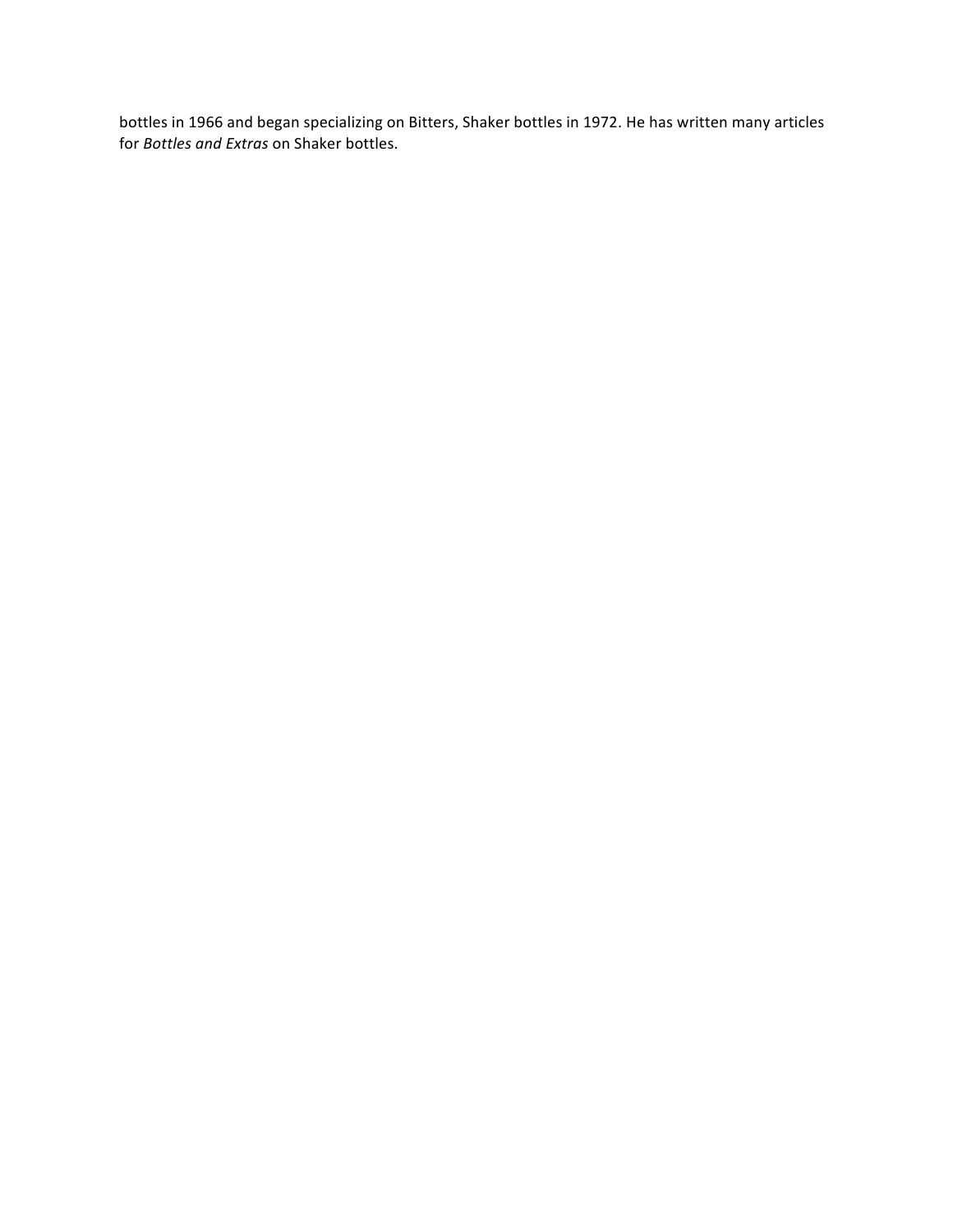bottles in 1966 and began specializing on Bitters, Shaker bottles in 1972. He has written many articles for *Bottles and Extras* on Shaker bottles.